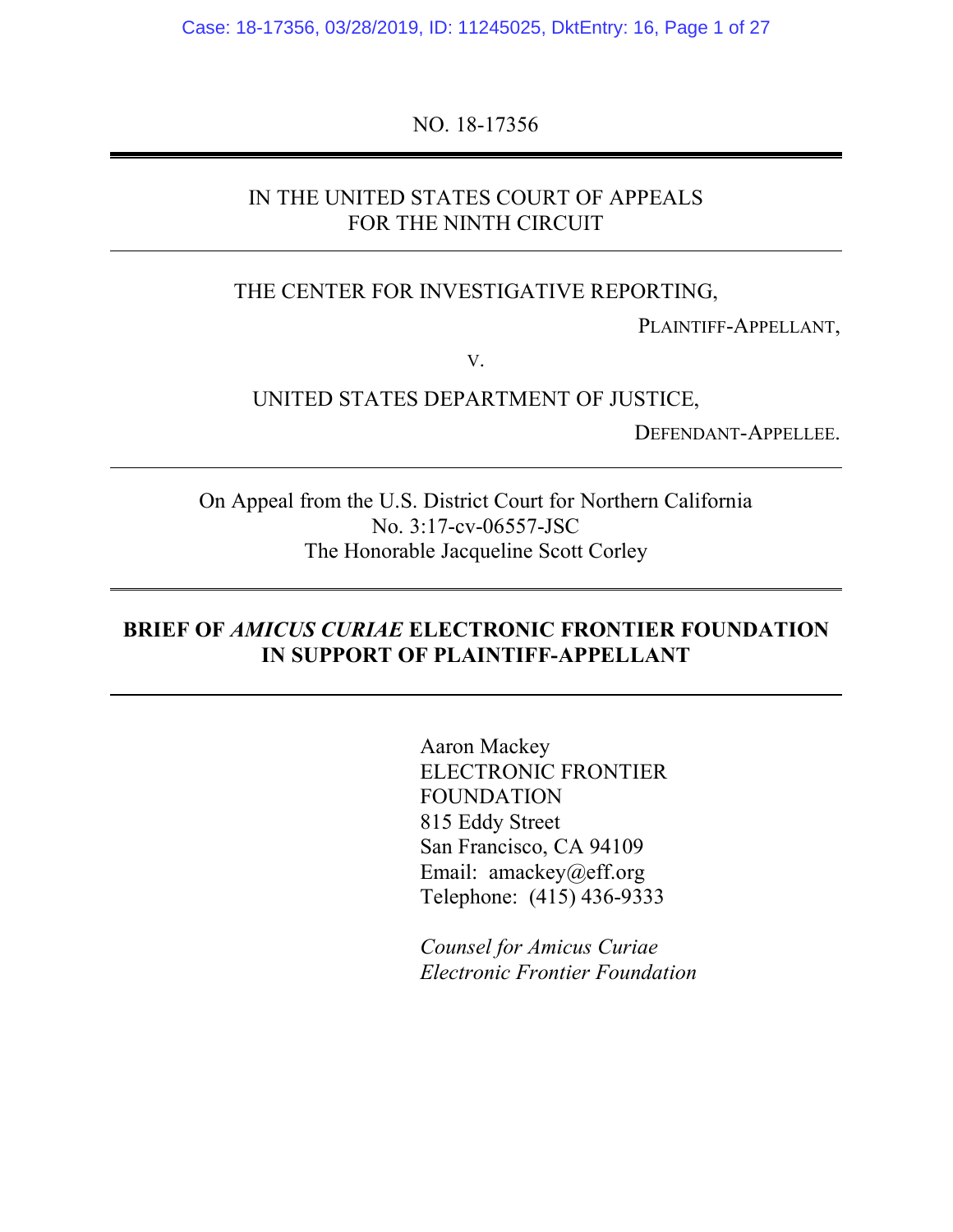NO. 18-17356

---

IN THE UNITED STATES COURT OF APPEALS
FOR THE NINTH CIRCUIT

---

THE CENTER FOR INVESTIGATIVE REPORTING,

PLAINTIFF-APPELLANT,

V.

UNITED STATES DEPARTMENT OF JUSTICE,

DEFENDANT-APPELLEE.

---

On Appeal from the U.S. District Court for Northern California
No. 3:17-cv-06557-JSC
The Honorable Jacqueline Scott Corley

---

**BRIEF OF *AMICUS CURIAE* ELECTRONIC FRONTIER FOUNDATION IN SUPPORT OF PLAINTIFF-APPELLANT**

---

Aaron Mackey
ELECTRONIC FRONTIER FOUNDATION
815 Eddy Street
San Francisco, CA 94109
Email: amackey@eff.org
Telephone: (415) 436-9333

*Counsel for Amicus Curiae Electronic Frontier Foundation*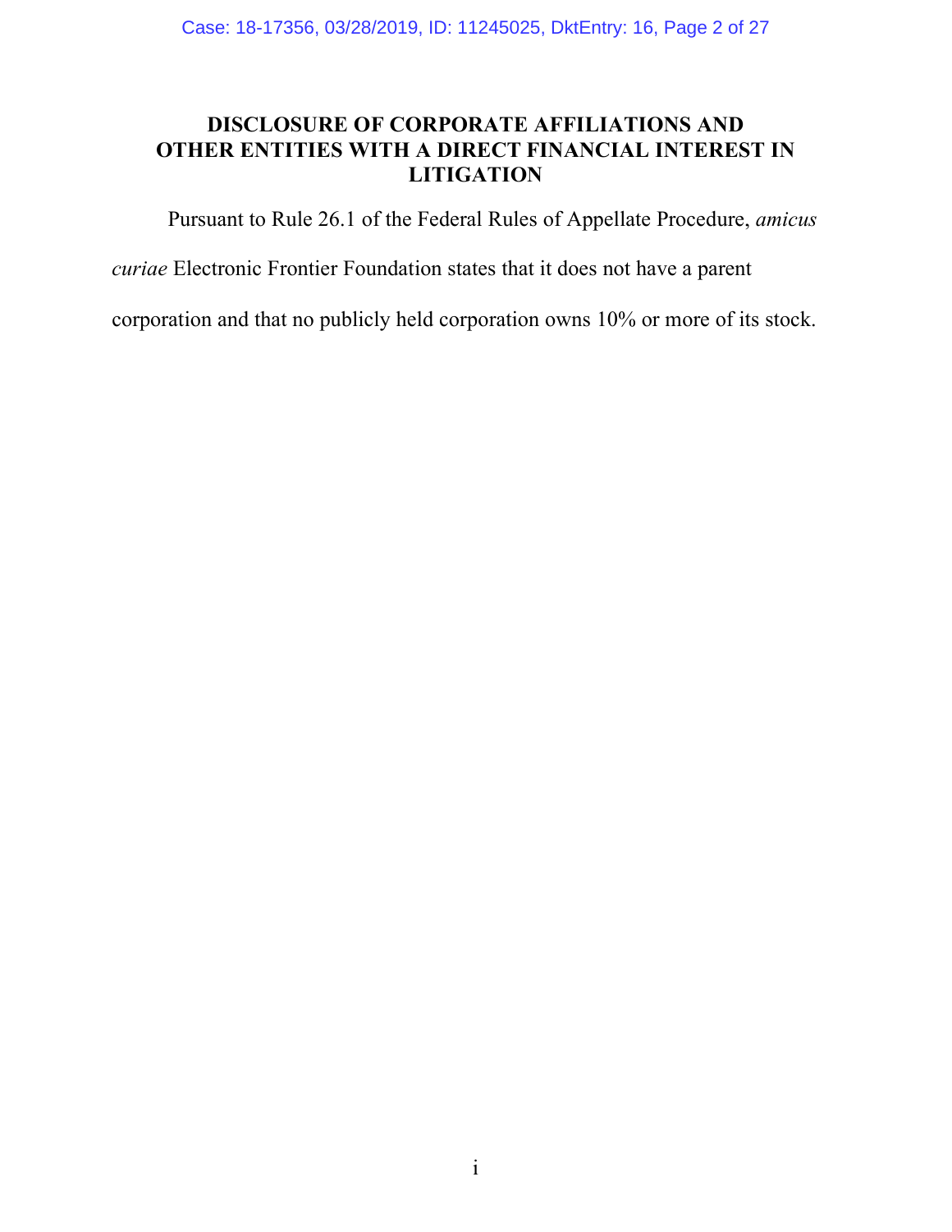## DISCLOSURE OF CORPORATE AFFILIATIONS AND OTHER ENTITIES WITH A DIRECT FINANCIAL INTEREST IN LITIGATION

Pursuant to Rule 26.1 of the Federal Rules of Appellate Procedure, *amicus curiae* Electronic Frontier Foundation states that it does not have a parent corporation and that no publicly held corporation owns 10% or more of its stock.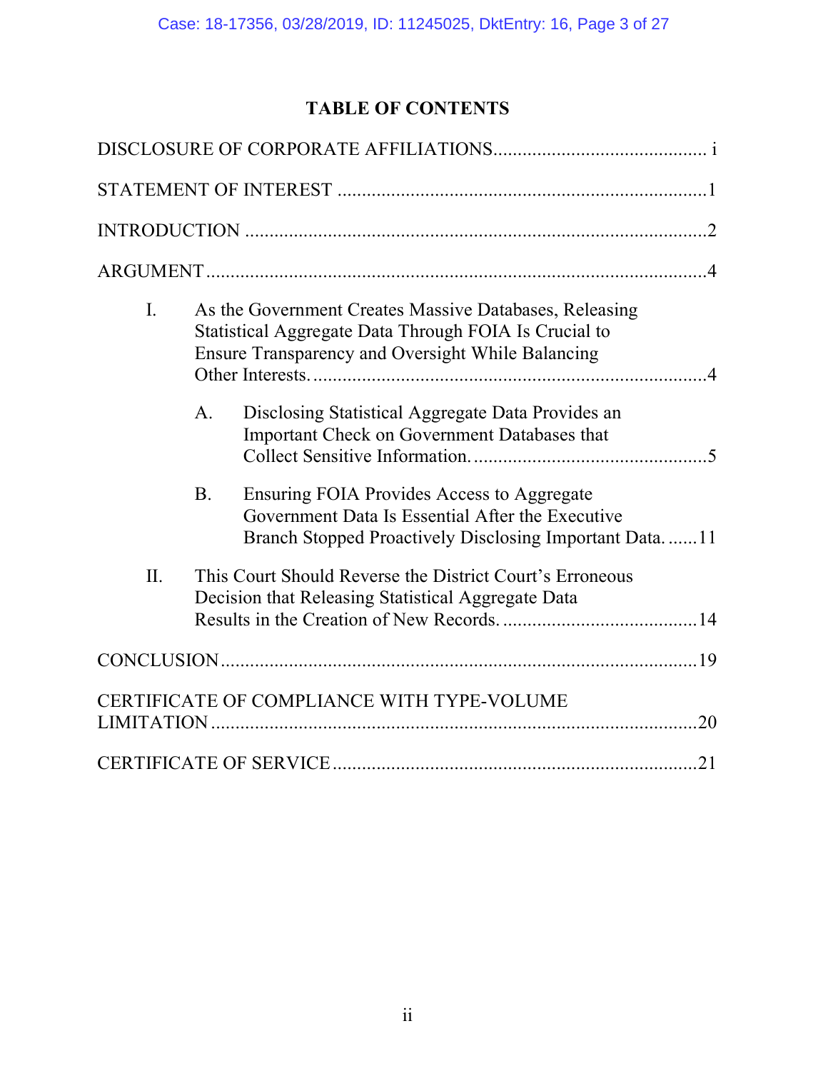# TABLE OF CONTENTS

DISCLOSURE OF CORPORATE AFFILIATIONS ........................................... i

STATEMENT OF INTEREST ........................................................................... 1

INTRODUCTION ............................................................................................ 2

ARGUMENT .................................................................................................... 4

- I. As the Government Creates Massive Databases, Releasing Statistical Aggregate Data Through FOIA Is Crucial to Ensure Transparency and Oversight While Balancing Other Interests. ................................................................................ 4
  - A. Disclosing Statistical Aggregate Data Provides an Important Check on Government Databases that Collect Sensitive Information. ................................................ 5
  - B. Ensuring FOIA Provides Access to Aggregate Government Data Is Essential After the Executive Branch Stopped Proactively Disclosing Important Data. ...... 11
- II. This Court Should Reverse the District Court's Erroneous Decision that Releasing Statistical Aggregate Data Results in the Creation of New Records. ........................................ 14

CONCLUSION ................................................................................................ 19

CERTIFICATE OF COMPLIANCE WITH TYPE-VOLUME LIMITATION ................................................................................................... 20

CERTIFICATE OF SERVICE ......................................................................... 21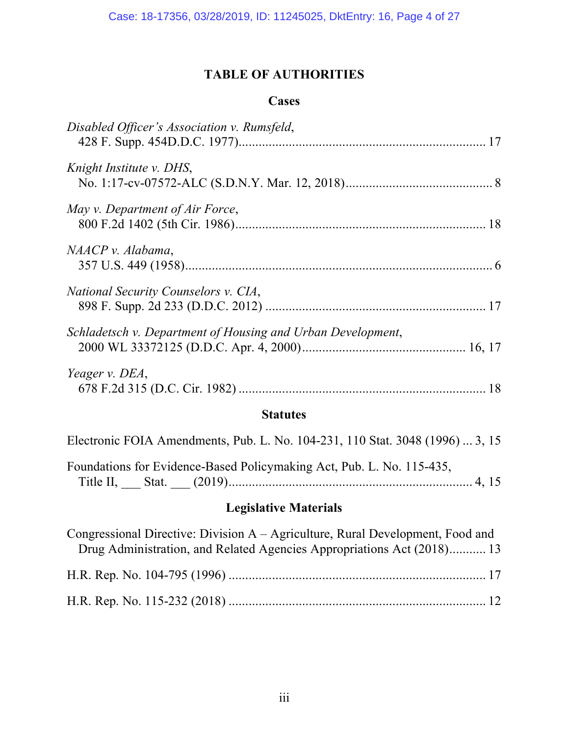# TABLE OF AUTHORITIES

## Cases

*Disabled Officer's Association v. Rumsfeld*,
428 F. Supp. 454D.D.C. 1977)........................................................................ 17

*Knight Institute v. DHS*,
No. 1:17-cv-07572-ALC (S.D.N.Y. Mar. 12, 2018)........................................... 8

*May v. Department of Air Force*,
800 F.2d 1402 (5th Cir. 1986)......................................................................... 18

*NAACP v. Alabama*,
357 U.S. 449 (1958)........................................................................................... 6

*National Security Counselors v. CIA*,
898 F. Supp. 2d 233 (D.D.C. 2012) ................................................................. 17

*Schladetsch v. Department of Housing and Urban Development*,
2000 WL 33372125 (D.D.C. Apr. 4, 2000)................................................ 16, 17

*Yeager v. DEA*,
678 F.2d 315 (D.C. Cir. 1982) ........................................................................ 18

## Statutes

Electronic FOIA Amendments, Pub. L. No. 104-231, 110 Stat. 3048 (1996) ... 3, 15

Foundations for Evidence-Based Policymaking Act, Pub. L. No. 115-435,
Title II, ___ Stat. ___ (2019)........................................................................ 4, 15

## Legislative Materials

Congressional Directive: Division A – Agriculture, Rural Development, Food and
Drug Administration, and Related Agencies Appropriations Act (2018)........... 13

H.R. Rep. No. 104-795 (1996) ........................................................................... 17

H.R. Rep. No. 115-232 (2018) ........................................................................... 12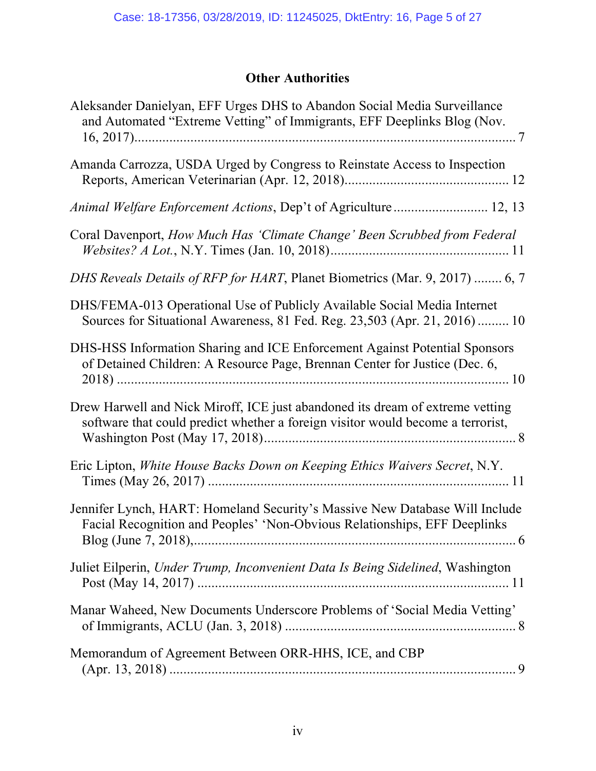## Other Authorities

Aleksander Danielyan, EFF Urges DHS to Abandon Social Media Surveillance and Automated "Extreme Vetting" of Immigrants, EFF Deeplinks Blog (Nov. 16, 2017)............................................................................................ 7

Amanda Carrozza, USDA Urged by Congress to Reinstate Access to Inspection Reports, American Veterinarian (Apr. 12, 2018)............................................... 12

*Animal Welfare Enforcement Actions*, Dep't of Agriculture........................... 12, 13

Coral Davenport, *How Much Has 'Climate Change' Been Scrubbed from Federal Websites? A Lot.*, N.Y. Times (Jan. 10, 2018)................................................... 11

*DHS Reveals Details of RFP for HART*, Planet Biometrics (Mar. 9, 2017) ........ 6, 7

DHS/FEMA-013 Operational Use of Publicly Available Social Media Internet Sources for Situational Awareness, 81 Fed. Reg. 23,503 (Apr. 21, 2016) ......... 10

DHS-HSS Information Sharing and ICE Enforcement Against Potential Sponsors of Detained Children: A Resource Page, Brennan Center for Justice (Dec. 6, 2018) ................................................................................................. 10

Drew Harwell and Nick Miroff, ICE just abandoned its dream of extreme vetting software that could predict whether a foreign visitor would become a terrorist, Washington Post (May 17, 2018)........................................................ 8

Eric Lipton, *White House Backs Down on Keeping Ethics Waivers Secret*, N.Y. Times (May 26, 2017) ..................................................................... 11

Jennifer Lynch, HART: Homeland Security's Massive New Database Will Include Facial Recognition and Peoples' 'Non-Obvious Relationships, EFF Deeplinks Blog (June 7, 2018),........................................................................... 6

Juliet Eilperin, *Under Trump, Inconvenient Data Is Being Sidelined*, Washington Post (May 14, 2017) ........................................................................ 11

Manar Waheed, New Documents Underscore Problems of 'Social Media Vetting' of Immigrants, ACLU (Jan. 3, 2018) ................................................................. 8

Memorandum of Agreement Between ORR-HHS, ICE, and CBP (Apr. 13, 2018) ................................................................................. 9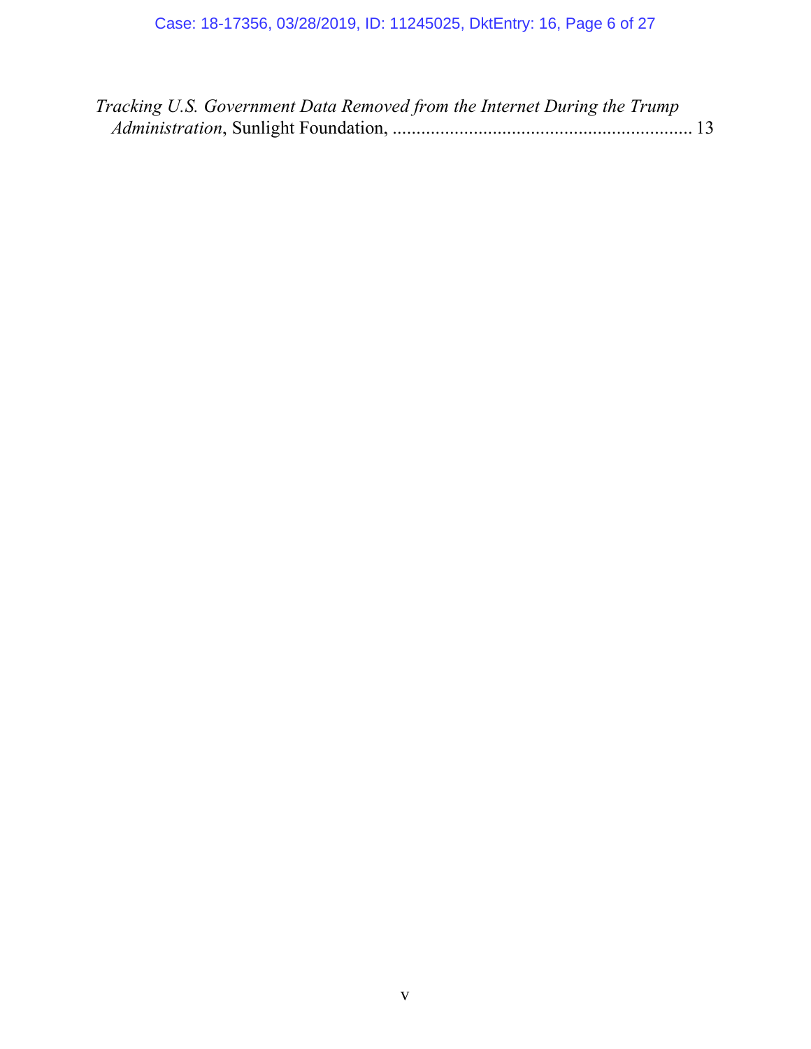*Tracking U.S. Government Data Removed from the Internet During the Trump Administration*, Sunlight Foundation, ............................................................. 13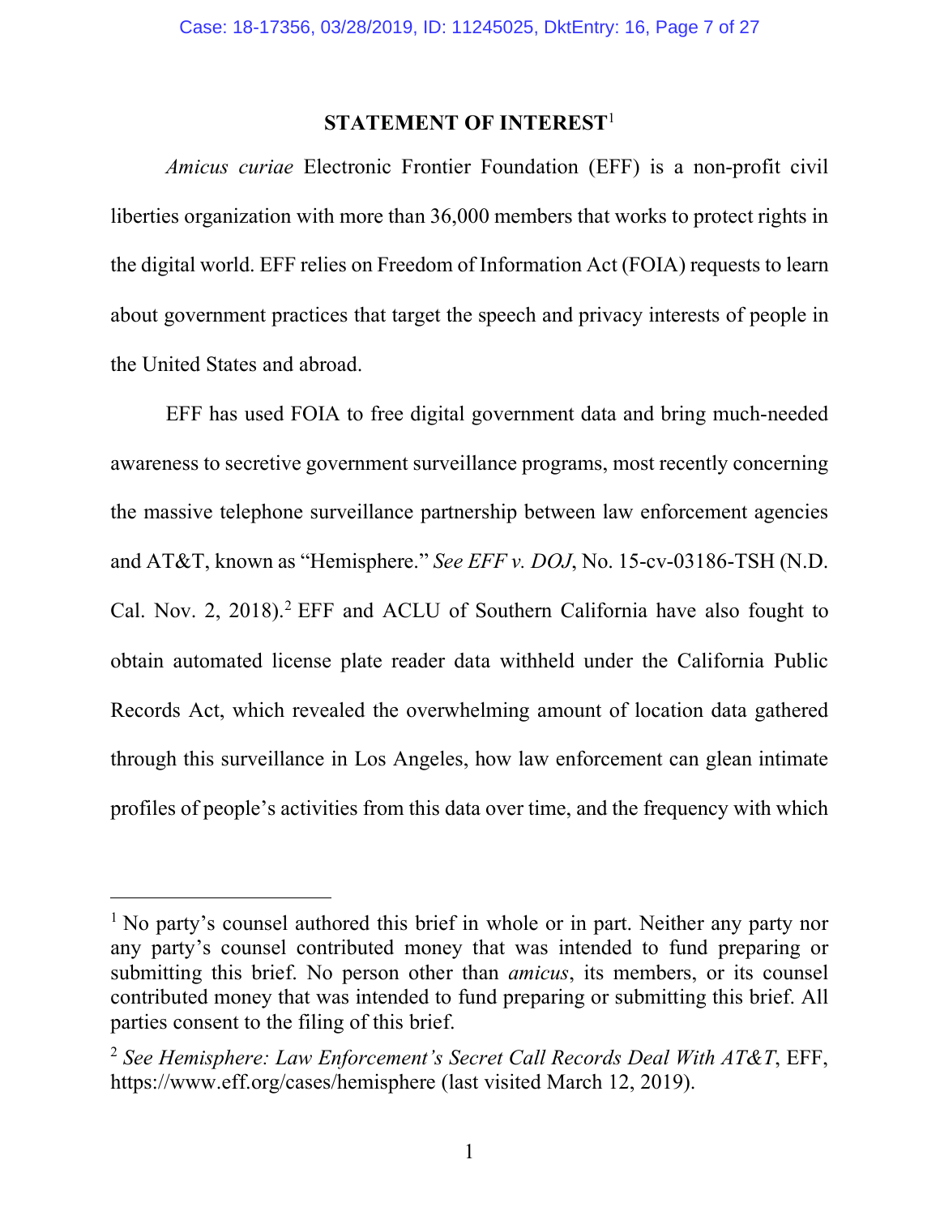## STATEMENT OF INTEREST[1]

*Amicus curiae* Electronic Frontier Foundation (EFF) is a non-profit civil liberties organization with more than 36,000 members that works to protect rights in the digital world. EFF relies on Freedom of Information Act (FOIA) requests to learn about government practices that target the speech and privacy interests of people in the United States and abroad.

EFF has used FOIA to free digital government data and bring much-needed awareness to secretive government surveillance programs, most recently concerning the massive telephone surveillance partnership between law enforcement agencies and AT&T, known as "Hemisphere." *See EFF v. DOJ*, No. 15-cv-03186-TSH (N.D. Cal. Nov. 2, 2018).[2] EFF and ACLU of Southern California have also fought to obtain automated license plate reader data withheld under the California Public Records Act, which revealed the overwhelming amount of location data gathered through this surveillance in Los Angeles, how law enforcement can glean intimate profiles of people's activities from this data over time, and the frequency with which

---

[1] No party's counsel authored this brief in whole or in part. Neither any party nor any party's counsel contributed money that was intended to fund preparing or submitting this brief. No person other than *amicus*, its members, or its counsel contributed money that was intended to fund preparing or submitting this brief. All parties consent to the filing of this brief.

[2] *See Hemisphere: Law Enforcement's Secret Call Records Deal With AT&T*, EFF, https://www.eff.org/cases/hemisphere (last visited March 12, 2019).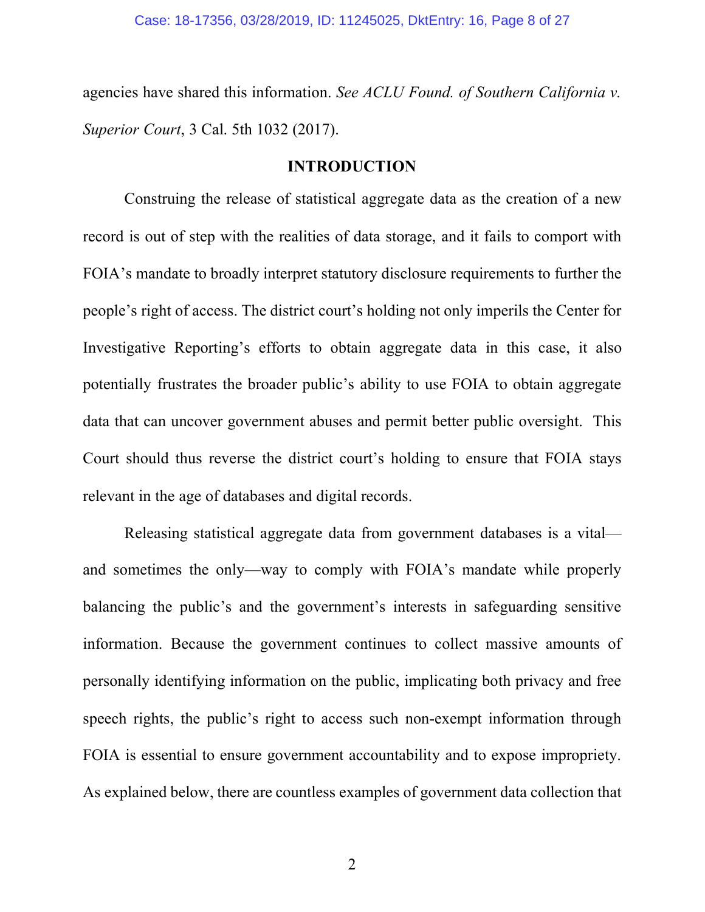agencies have shared this information. *See ACLU Found. of Southern California v. Superior Court*, 3 Cal. 5th 1032 (2017).

## INTRODUCTION

Construing the release of statistical aggregate data as the creation of a new record is out of step with the realities of data storage, and it fails to comport with FOIA's mandate to broadly interpret statutory disclosure requirements to further the people's right of access. The district court's holding not only imperils the Center for Investigative Reporting's efforts to obtain aggregate data in this case, it also potentially frustrates the broader public's ability to use FOIA to obtain aggregate data that can uncover government abuses and permit better public oversight. This Court should thus reverse the district court's holding to ensure that FOIA stays relevant in the age of databases and digital records.

Releasing statistical aggregate data from government databases is a vital—and sometimes the only—way to comply with FOIA's mandate while properly balancing the public's and the government's interests in safeguarding sensitive information. Because the government continues to collect massive amounts of personally identifying information on the public, implicating both privacy and free speech rights, the public's right to access such non-exempt information through FOIA is essential to ensure government accountability and to expose impropriety. As explained below, there are countless examples of government data collection that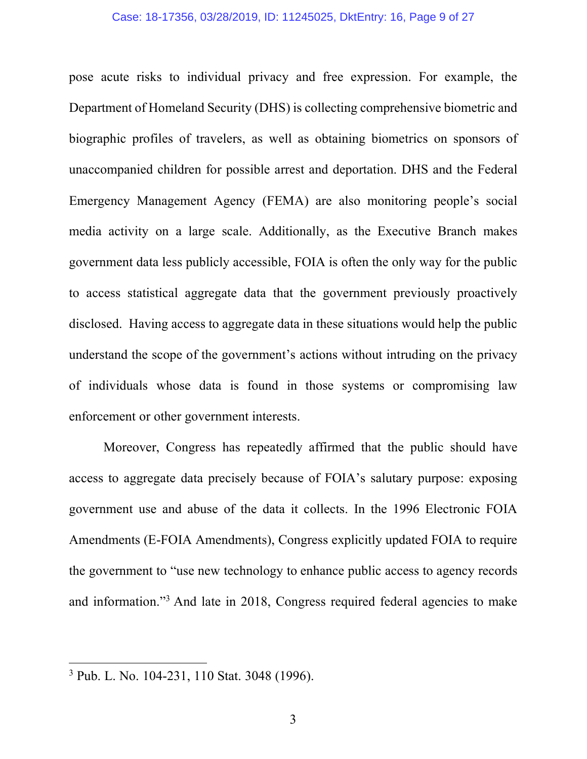pose acute risks to individual privacy and free expression. For example, the Department of Homeland Security (DHS) is collecting comprehensive biometric and biographic profiles of travelers, as well as obtaining biometrics on sponsors of unaccompanied children for possible arrest and deportation. DHS and the Federal Emergency Management Agency (FEMA) are also monitoring people's social media activity on a large scale. Additionally, as the Executive Branch makes government data less publicly accessible, FOIA is often the only way for the public to access statistical aggregate data that the government previously proactively disclosed. Having access to aggregate data in these situations would help the public understand the scope of the government's actions without intruding on the privacy of individuals whose data is found in those systems or compromising law enforcement or other government interests.

Moreover, Congress has repeatedly affirmed that the public should have access to aggregate data precisely because of FOIA's salutary purpose: exposing government use and abuse of the data it collects. In the 1996 Electronic FOIA Amendments (E-FOIA Amendments), Congress explicitly updated FOIA to require the government to "use new technology to enhance public access to agency records and information."[3] And late in 2018, Congress required federal agencies to make

[3] Pub. L. No. 104-231, 110 Stat. 3048 (1996).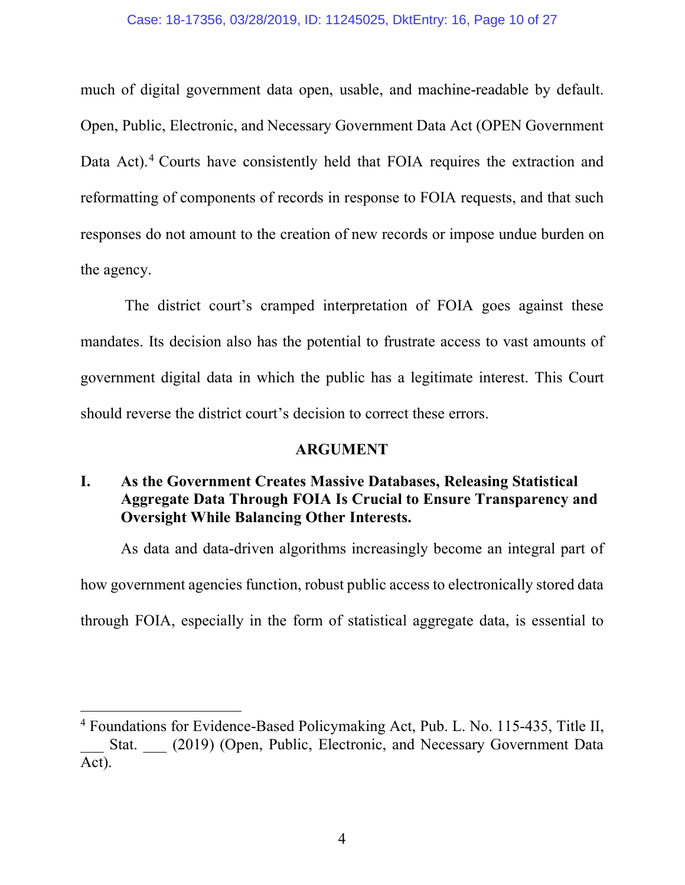much of digital government data open, usable, and machine-readable by default. Open, Public, Electronic, and Necessary Government Data Act (OPEN Government Data Act).[4] Courts have consistently held that FOIA requires the extraction and reformatting of components of records in response to FOIA requests, and that such responses do not amount to the creation of new records or impose undue burden on the agency.

The district court's cramped interpretation of FOIA goes against these mandates. Its decision also has the potential to frustrate access to vast amounts of government digital data in which the public has a legitimate interest. This Court should reverse the district court's decision to correct these errors.

## ARGUMENT

### I. As the Government Creates Massive Databases, Releasing Statistical Aggregate Data Through FOIA Is Crucial to Ensure Transparency and Oversight While Balancing Other Interests.

As data and data-driven algorithms increasingly become an integral part of how government agencies function, robust public access to electronically stored data through FOIA, especially in the form of statistical aggregate data, is essential to

---

[4] Foundations for Evidence-Based Policymaking Act, Pub. L. No. 115-435, Title II, ___ Stat. ___ (2019) (Open, Public, Electronic, and Necessary Government Data Act).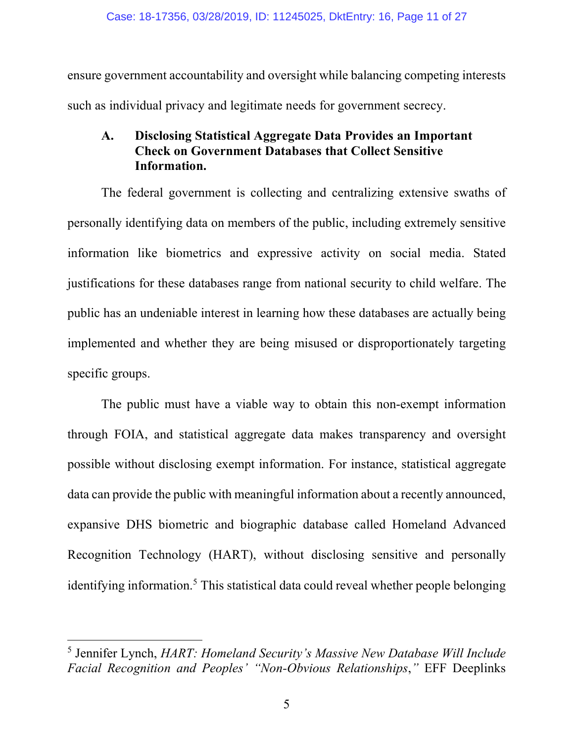ensure government accountability and oversight while balancing competing interests such as individual privacy and legitimate needs for government secrecy.

### A. Disclosing Statistical Aggregate Data Provides an Important Check on Government Databases that Collect Sensitive Information.

The federal government is collecting and centralizing extensive swaths of personally identifying data on members of the public, including extremely sensitive information like biometrics and expressive activity on social media. Stated justifications for these databases range from national security to child welfare. The public has an undeniable interest in learning how these databases are actually being implemented and whether they are being misused or disproportionately targeting specific groups.

The public must have a viable way to obtain this non-exempt information through FOIA, and statistical aggregate data makes transparency and oversight possible without disclosing exempt information. For instance, statistical aggregate data can provide the public with meaningful information about a recently announced, expansive DHS biometric and biographic database called Homeland Advanced Recognition Technology (HART), without disclosing sensitive and personally identifying information.[5] This statistical data could reveal whether people belonging

---

[5] Jennifer Lynch, *HART: Homeland Security's Massive New Database Will Include Facial Recognition and Peoples' "Non-Obvious Relationships*,*"* EFF Deeplinks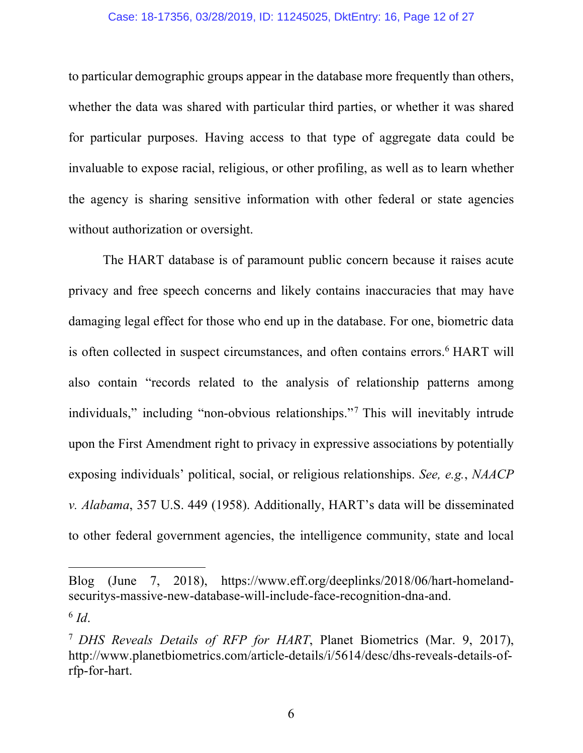to particular demographic groups appear in the database more frequently than others, whether the data was shared with particular third parties, or whether it was shared for particular purposes. Having access to that type of aggregate data could be invaluable to expose racial, religious, or other profiling, as well as to learn whether the agency is sharing sensitive information with other federal or state agencies without authorization or oversight.

The HART database is of paramount public concern because it raises acute privacy and free speech concerns and likely contains inaccuracies that may have damaging legal effect for those who end up in the database. For one, biometric data is often collected in suspect circumstances, and often contains errors.[6] HART will also contain "records related to the analysis of relationship patterns among individuals," including "non-obvious relationships."[7] This will inevitably intrude upon the First Amendment right to privacy in expressive associations by potentially exposing individuals' political, social, or religious relationships. *See, e.g.*, *NAACP v. Alabama*, 357 U.S. 449 (1958). Additionally, HART's data will be disseminated to other federal government agencies, the intelligence community, state and local

---

Blog (June 7, 2018), https://www.eff.org/deeplinks/2018/06/hart-homeland-securitys-massive-new-database-will-include-face-recognition-dna-and.

[6] *Id*.

[7] *DHS Reveals Details of RFP for HART*, Planet Biometrics (Mar. 9, 2017), http://www.planetbiometrics.com/article-details/i/5614/desc/dhs-reveals-details-of-rfp-for-hart.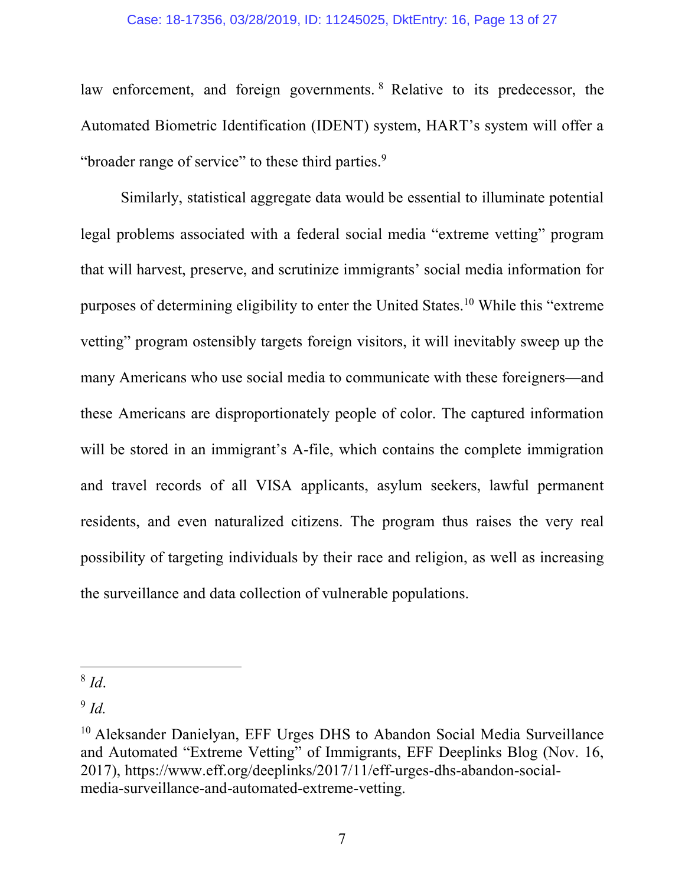law enforcement, and foreign governments.[8] Relative to its predecessor, the Automated Biometric Identification (IDENT) system, HART's system will offer a "broader range of service" to these third parties.[9]

Similarly, statistical aggregate data would be essential to illuminate potential legal problems associated with a federal social media "extreme vetting" program that will harvest, preserve, and scrutinize immigrants' social media information for purposes of determining eligibility to enter the United States.[10] While this "extreme vetting" program ostensibly targets foreign visitors, it will inevitably sweep up the many Americans who use social media to communicate with these foreigners—and these Americans are disproportionately people of color. The captured information will be stored in an immigrant's A-file, which contains the complete immigration and travel records of all VISA applicants, asylum seekers, lawful permanent residents, and even naturalized citizens. The program thus raises the very real possibility of targeting individuals by their race and religion, as well as increasing the surveillance and data collection of vulnerable populations.

---

[8] *Id*.

[9] *Id.*

[10] Aleksander Danielyan, EFF Urges DHS to Abandon Social Media Surveillance and Automated "Extreme Vetting" of Immigrants, EFF Deeplinks Blog (Nov. 16, 2017), https://www.eff.org/deeplinks/2017/11/eff-urges-dhs-abandon-social-media-surveillance-and-automated-extreme-vetting.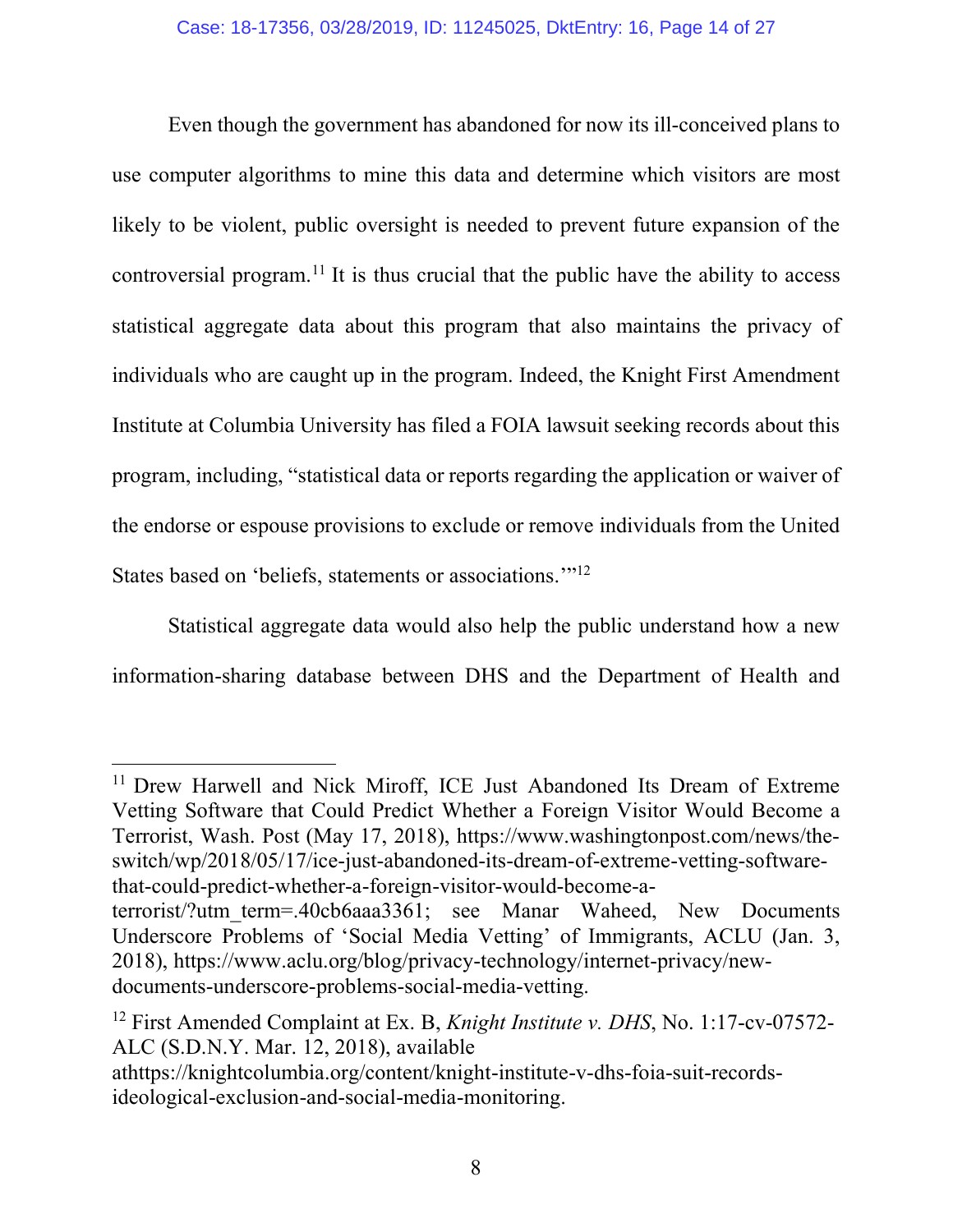Even though the government has abandoned for now its ill-conceived plans to use computer algorithms to mine this data and determine which visitors are most likely to be violent, public oversight is needed to prevent future expansion of the controversial program.[11] It is thus crucial that the public have the ability to access statistical aggregate data about this program that also maintains the privacy of individuals who are caught up in the program. Indeed, the Knight First Amendment Institute at Columbia University has filed a FOIA lawsuit seeking records about this program, including, "statistical data or reports regarding the application or waiver of the endorse or espouse provisions to exclude or remove individuals from the United States based on 'beliefs, statements or associations.'"[12]

Statistical aggregate data would also help the public understand how a new information-sharing database between DHS and the Department of Health and

---

[11] Drew Harwell and Nick Miroff, ICE Just Abandoned Its Dream of Extreme Vetting Software that Could Predict Whether a Foreign Visitor Would Become a Terrorist, Wash. Post (May 17, 2018), https://www.washingtonpost.com/news/the-switch/wp/2018/05/17/ice-just-abandoned-its-dream-of-extreme-vetting-software-that-could-predict-whether-a-foreign-visitor-would-become-a-terrorist/?utm_term=.40cb6aaa3361; see Manar Waheed, New Documents Underscore Problems of 'Social Media Vetting' of Immigrants, ACLU (Jan. 3, 2018), https://www.aclu.org/blog/privacy-technology/internet-privacy/new-documents-underscore-problems-social-media-vetting.

[12] First Amended Complaint at Ex. B, *Knight Institute v. DHS*, No. 1:17-cv-07572-ALC (S.D.N.Y. Mar. 12, 2018), available athttps://knightcolumbia.org/content/knight-institute-v-dhs-foia-suit-records-ideological-exclusion-and-social-media-monitoring.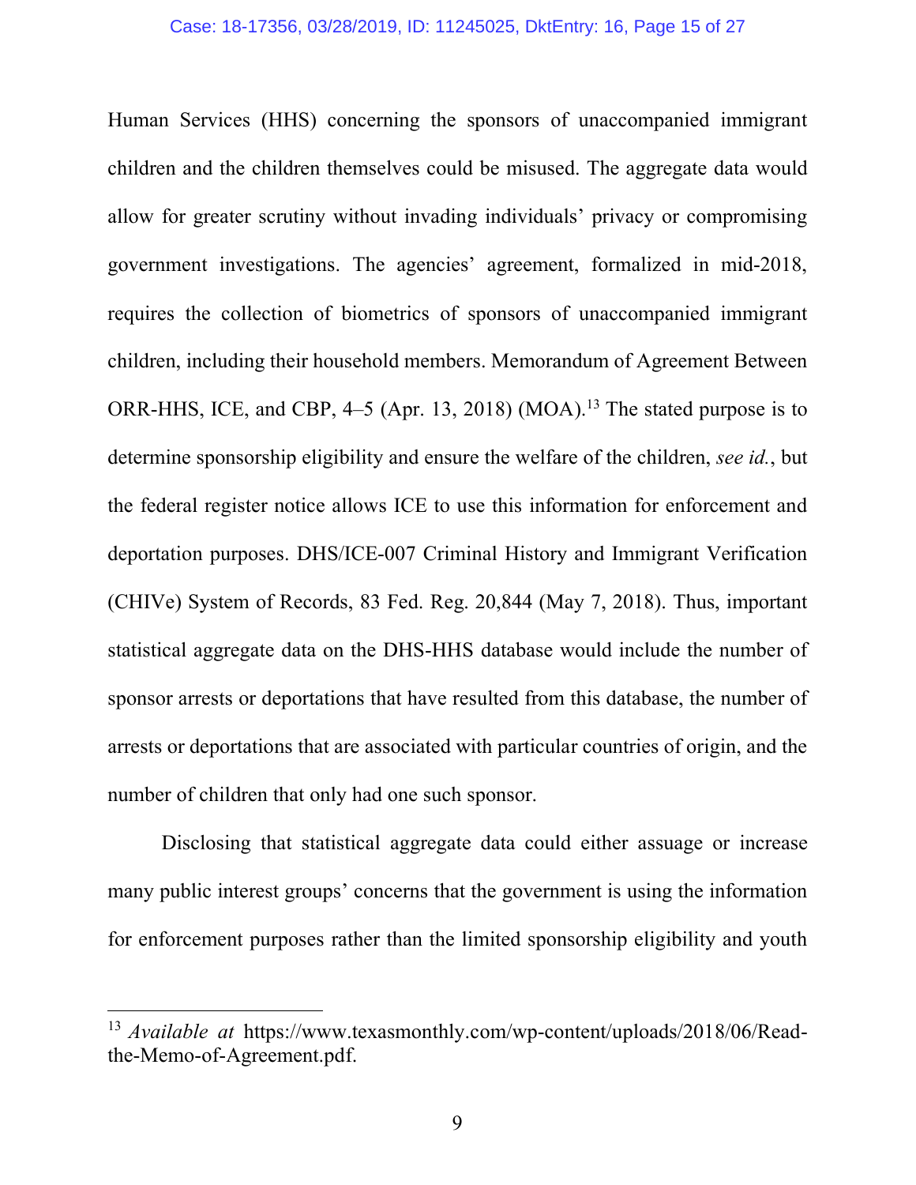Human Services (HHS) concerning the sponsors of unaccompanied immigrant children and the children themselves could be misused. The aggregate data would allow for greater scrutiny without invading individuals' privacy or compromising government investigations. The agencies' agreement, formalized in mid-2018, requires the collection of biometrics of sponsors of unaccompanied immigrant children, including their household members. Memorandum of Agreement Between ORR-HHS, ICE, and CBP, 4–5 (Apr. 13, 2018) (MOA).[13] The stated purpose is to determine sponsorship eligibility and ensure the welfare of the children, *see id.*, but the federal register notice allows ICE to use this information for enforcement and deportation purposes. DHS/ICE-007 Criminal History and Immigrant Verification (CHIVe) System of Records, 83 Fed. Reg. 20,844 (May 7, 2018). Thus, important statistical aggregate data on the DHS-HHS database would include the number of sponsor arrests or deportations that have resulted from this database, the number of arrests or deportations that are associated with particular countries of origin, and the number of children that only had one such sponsor.

Disclosing that statistical aggregate data could either assuage or increase many public interest groups' concerns that the government is using the information for enforcement purposes rather than the limited sponsorship eligibility and youth

---

[13] *Available at* https://www.texasmonthly.com/wp-content/uploads/2018/06/Read-the-Memo-of-Agreement.pdf.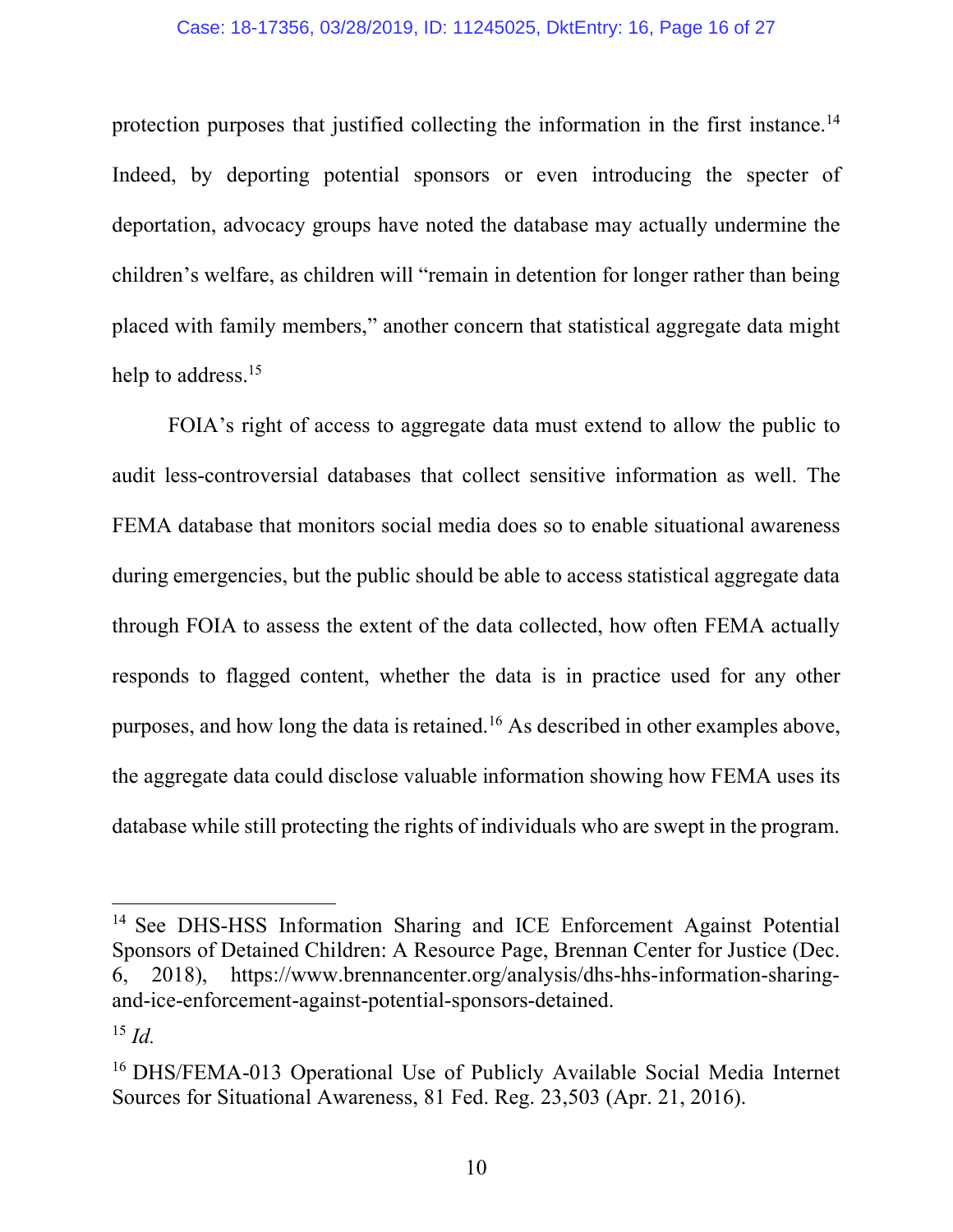protection purposes that justified collecting the information in the first instance.[14] Indeed, by deporting potential sponsors or even introducing the specter of deportation, advocacy groups have noted the database may actually undermine the children's welfare, as children will "remain in detention for longer rather than being placed with family members," another concern that statistical aggregate data might help to address.[15]

FOIA's right of access to aggregate data must extend to allow the public to audit less-controversial databases that collect sensitive information as well. The FEMA database that monitors social media does so to enable situational awareness during emergencies, but the public should be able to access statistical aggregate data through FOIA to assess the extent of the data collected, how often FEMA actually responds to flagged content, whether the data is in practice used for any other purposes, and how long the data is retained.[16] As described in other examples above, the aggregate data could disclose valuable information showing how FEMA uses its database while still protecting the rights of individuals who are swept in the program.

---

[14] See DHS-HSS Information Sharing and ICE Enforcement Against Potential Sponsors of Detained Children: A Resource Page, Brennan Center for Justice (Dec. 6, 2018), https://www.brennancenter.org/analysis/dhs-hhs-information-sharing-and-ice-enforcement-against-potential-sponsors-detained.

[15] *Id.*

[16] DHS/FEMA-013 Operational Use of Publicly Available Social Media Internet Sources for Situational Awareness, 81 Fed. Reg. 23,503 (Apr. 21, 2016).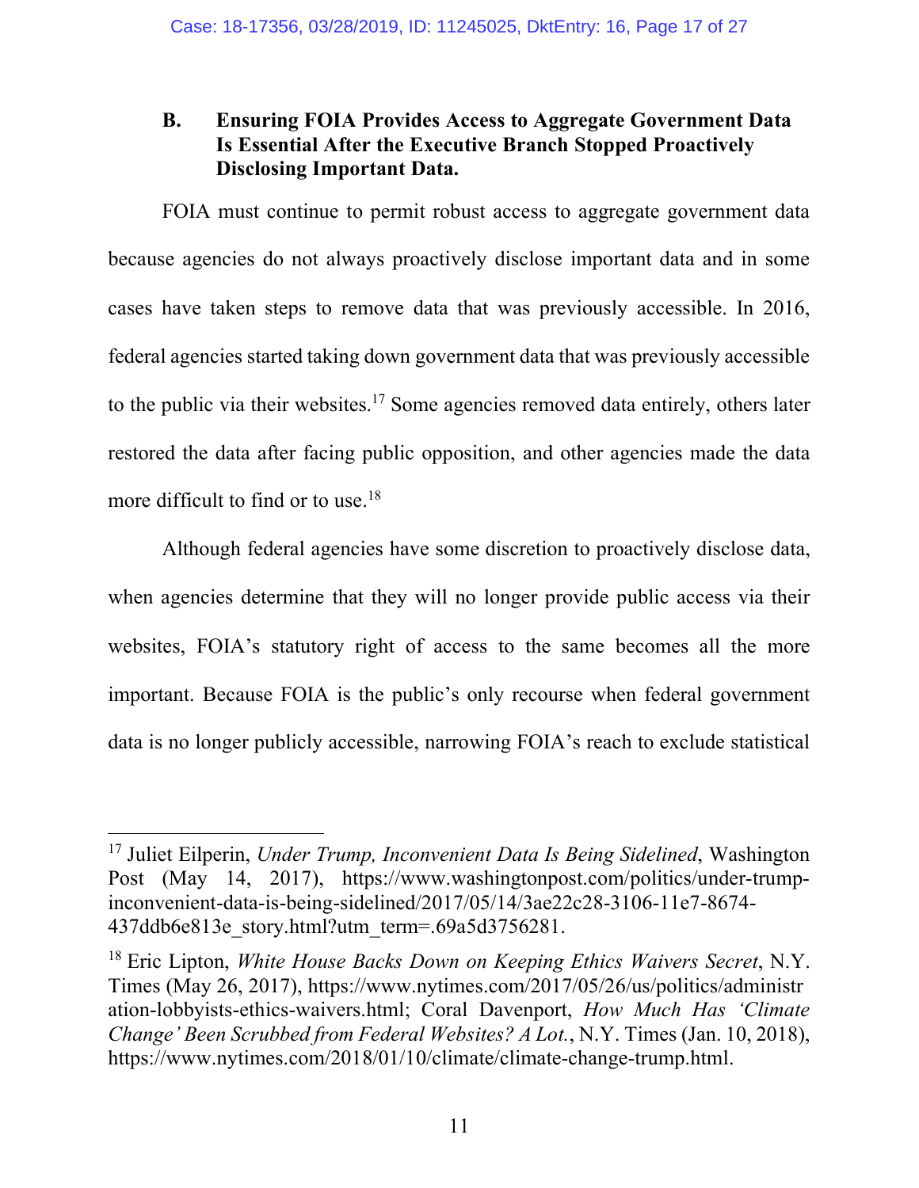### B. Ensuring FOIA Provides Access to Aggregate Government Data Is Essential After the Executive Branch Stopped Proactively Disclosing Important Data.

FOIA must continue to permit robust access to aggregate government data because agencies do not always proactively disclose important data and in some cases have taken steps to remove data that was previously accessible. In 2016, federal agencies started taking down government data that was previously accessible to the public via their websites.[17] Some agencies removed data entirely, others later restored the data after facing public opposition, and other agencies made the data more difficult to find or to use.[18]

Although federal agencies have some discretion to proactively disclose data, when agencies determine that they will no longer provide public access via their websites, FOIA's statutory right of access to the same becomes all the more important. Because FOIA is the public's only recourse when federal government data is no longer publicly accessible, narrowing FOIA's reach to exclude statistical

---

[17] Juliet Eilperin, *Under Trump, Inconvenient Data Is Being Sidelined*, Washington Post (May 14, 2017), https://www.washingtonpost.com/politics/under-trump-inconvenient-data-is-being-sidelined/2017/05/14/3ae22c28-3106-11e7-8674-437ddb6e813e_story.html?utm_term=.69a5d3756281.

[18] Eric Lipton, *White House Backs Down on Keeping Ethics Waivers Secret*, N.Y. Times (May 26, 2017), https://www.nytimes.com/2017/05/26/us/politics/administration-lobbyists-ethics-waivers.html; Coral Davenport, *How Much Has 'Climate Change' Been Scrubbed from Federal Websites? A Lot.*, N.Y. Times (Jan. 10, 2018), https://www.nytimes.com/2018/01/10/climate/climate-change-trump.html.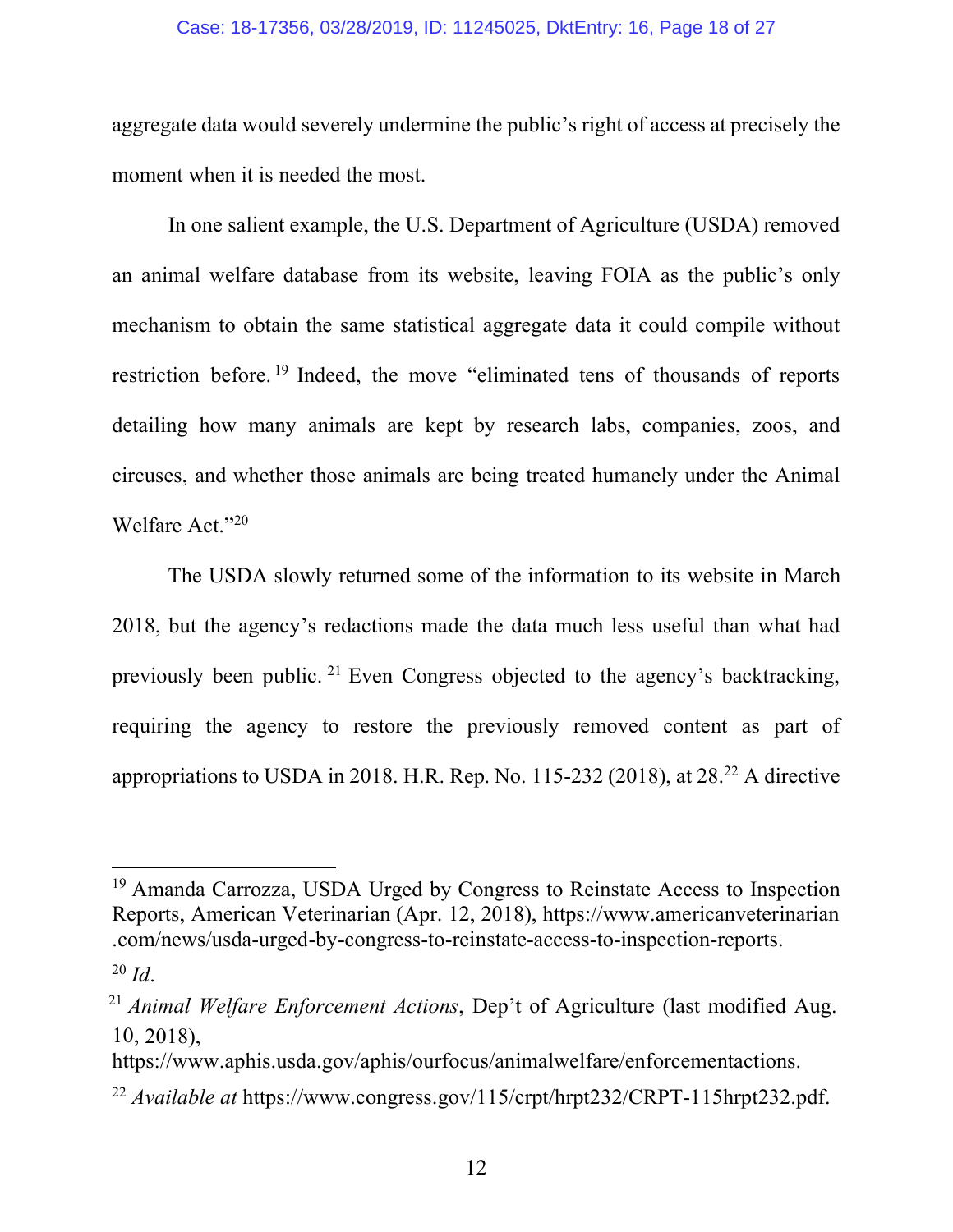aggregate data would severely undermine the public's right of access at precisely the moment when it is needed the most.

In one salient example, the U.S. Department of Agriculture (USDA) removed an animal welfare database from its website, leaving FOIA as the public's only mechanism to obtain the same statistical aggregate data it could compile without restriction before.[19] Indeed, the move "eliminated tens of thousands of reports detailing how many animals are kept by research labs, companies, zoos, and circuses, and whether those animals are being treated humanely under the Animal Welfare Act."[20]

The USDA slowly returned some of the information to its website in March 2018, but the agency's redactions made the data much less useful than what had previously been public.[21] Even Congress objected to the agency's backtracking, requiring the agency to restore the previously removed content as part of appropriations to USDA in 2018. H.R. Rep. No. 115-232 (2018), at 28.[22] A directive

---

[19] Amanda Carrozza, USDA Urged by Congress to Reinstate Access to Inspection Reports, American Veterinarian (Apr. 12, 2018), https://www.americanveterinarian.com/news/usda-urged-by-congress-to-reinstate-access-to-inspection-reports.

[20] *Id*.

[21] *Animal Welfare Enforcement Actions*, Dep't of Agriculture (last modified Aug. 10, 2018), https://www.aphis.usda.gov/aphis/ourfocus/animalwelfare/enforcementactions.

[22] *Available at* https://www.congress.gov/115/crpt/hrpt232/CRPT-115hrpt232.pdf.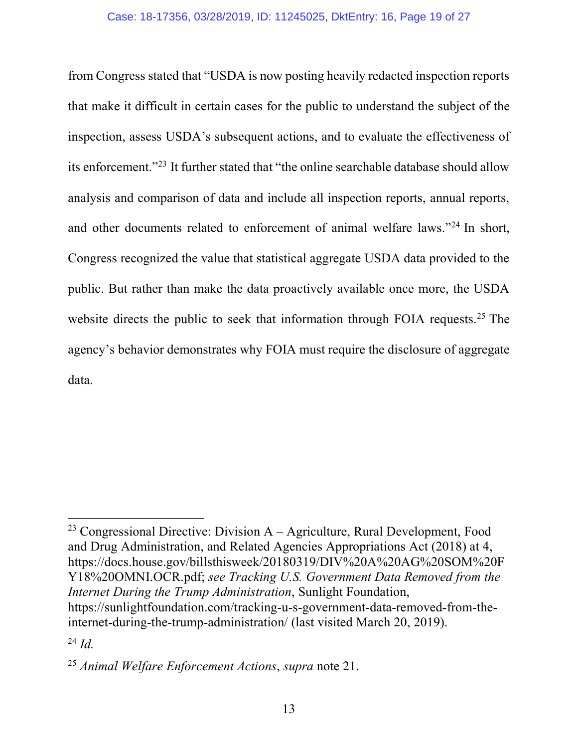from Congress stated that "USDA is now posting heavily redacted inspection reports that make it difficult in certain cases for the public to understand the subject of the inspection, assess USDA's subsequent actions, and to evaluate the effectiveness of its enforcement."[23] It further stated that "the online searchable database should allow analysis and comparison of data and include all inspection reports, annual reports, and other documents related to enforcement of animal welfare laws."[24] In short, Congress recognized the value that statistical aggregate USDA data provided to the public. But rather than make the data proactively available once more, the USDA website directs the public to seek that information through FOIA requests.[25] The agency's behavior demonstrates why FOIA must require the disclosure of aggregate data.

---

[23] Congressional Directive: Division A – Agriculture, Rural Development, Food and Drug Administration, and Related Agencies Appropriations Act (2018) at 4, https://docs.house.gov/billsthisweek/20180319/DIV%20A%20AG%20SOM%20FY18%20OMNI.OCR.pdf; *see Tracking U.S. Government Data Removed from the Internet During the Trump Administration*, Sunlight Foundation, https://sunlightfoundation.com/tracking-u-s-government-data-removed-from-the-internet-during-the-trump-administration/ (last visited March 20, 2019).

[24] *Id.*

[25] *Animal Welfare Enforcement Actions*, *supra* note 21.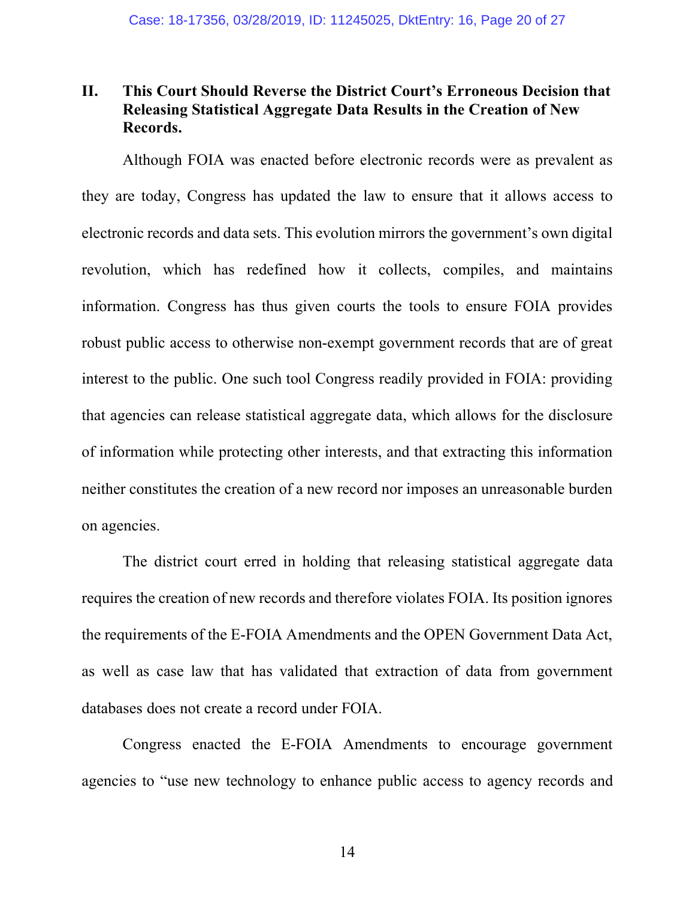## II. This Court Should Reverse the District Court's Erroneous Decision that Releasing Statistical Aggregate Data Results in the Creation of New Records.

Although FOIA was enacted before electronic records were as prevalent as they are today, Congress has updated the law to ensure that it allows access to electronic records and data sets. This evolution mirrors the government's own digital revolution, which has redefined how it collects, compiles, and maintains information. Congress has thus given courts the tools to ensure FOIA provides robust public access to otherwise non-exempt government records that are of great interest to the public. One such tool Congress readily provided in FOIA: providing that agencies can release statistical aggregate data, which allows for the disclosure of information while protecting other interests, and that extracting this information neither constitutes the creation of a new record nor imposes an unreasonable burden on agencies.

The district court erred in holding that releasing statistical aggregate data requires the creation of new records and therefore violates FOIA. Its position ignores the requirements of the E-FOIA Amendments and the OPEN Government Data Act, as well as case law that has validated that extraction of data from government databases does not create a record under FOIA.

Congress enacted the E-FOIA Amendments to encourage government agencies to "use new technology to enhance public access to agency records and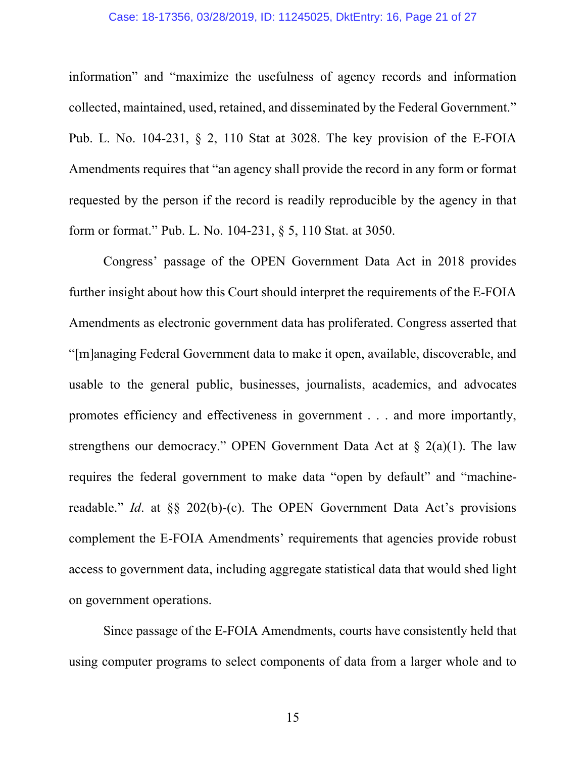information" and "maximize the usefulness of agency records and information collected, maintained, used, retained, and disseminated by the Federal Government." Pub. L. No. 104-231, § 2, 110 Stat at 3028. The key provision of the E-FOIA Amendments requires that "an agency shall provide the record in any form or format requested by the person if the record is readily reproducible by the agency in that form or format." Pub. L. No. 104-231, § 5, 110 Stat. at 3050.

Congress' passage of the OPEN Government Data Act in 2018 provides further insight about how this Court should interpret the requirements of the E-FOIA Amendments as electronic government data has proliferated. Congress asserted that "[m]anaging Federal Government data to make it open, available, discoverable, and usable to the general public, businesses, journalists, academics, and advocates promotes efficiency and effectiveness in government . . . and more importantly, strengthens our democracy." OPEN Government Data Act at § 2(a)(1). The law requires the federal government to make data "open by default" and "machine-readable." *Id*. at §§ 202(b)-(c). The OPEN Government Data Act's provisions complement the E-FOIA Amendments' requirements that agencies provide robust access to government data, including aggregate statistical data that would shed light on government operations.

Since passage of the E-FOIA Amendments, courts have consistently held that using computer programs to select components of data from a larger whole and to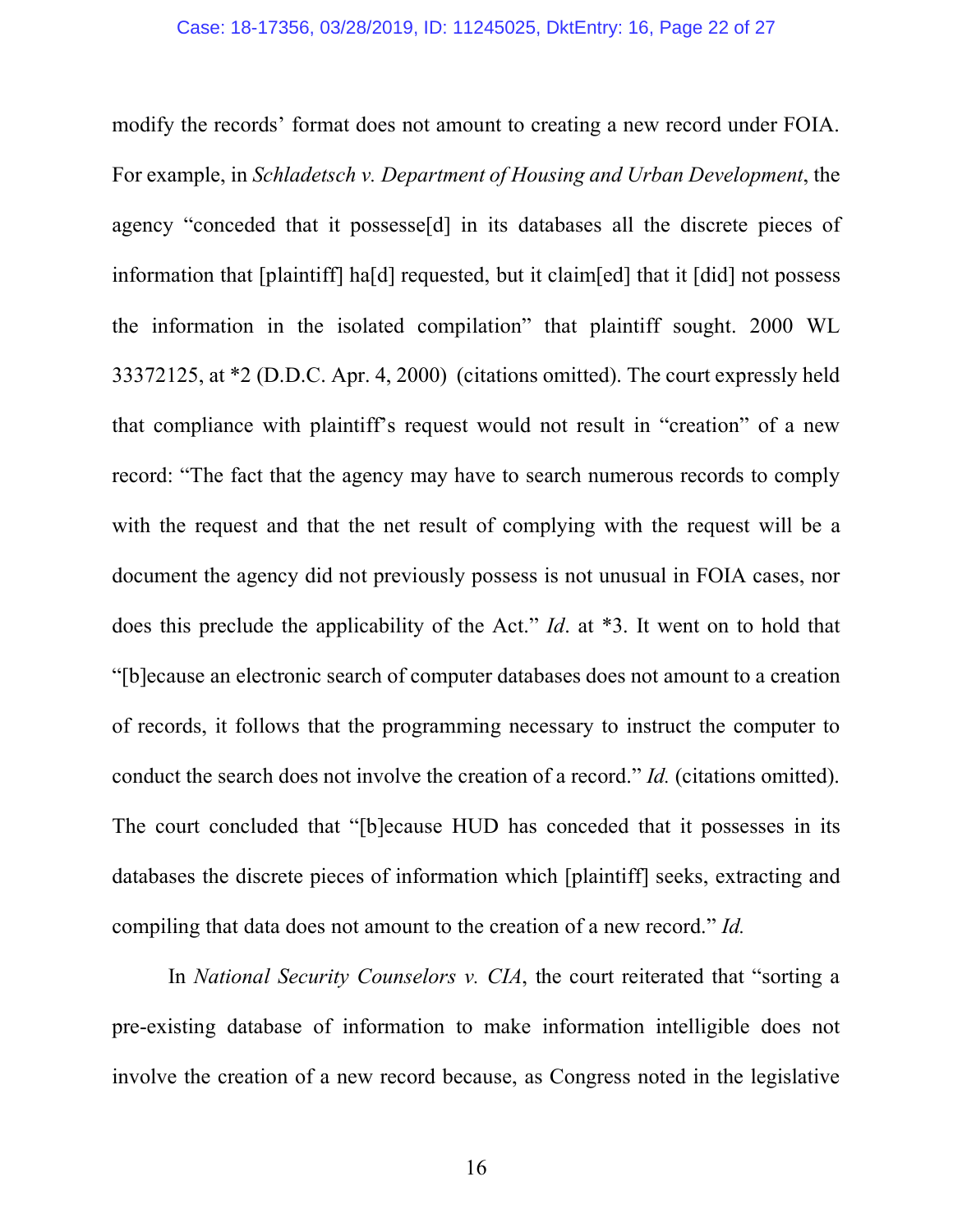modify the records' format does not amount to creating a new record under FOIA. For example, in *Schladetsch v. Department of Housing and Urban Development*, the agency "conceded that it possesse[d] in its databases all the discrete pieces of information that [plaintiff] ha[d] requested, but it claim[ed] that it [did] not possess the information in the isolated compilation" that plaintiff sought. 2000 WL 33372125, at *2 (D.D.C. Apr. 4, 2000) (citations omitted). The court expressly held that compliance with plaintiff's request would not result in "creation" of a new record: "The fact that the agency may have to search numerous records to comply with the request and that the net result of complying with the request will be a document the agency did not previously possess is not unusual in FOIA cases, nor does this preclude the applicability of the Act." *Id*. at *3. It went on to hold that "[b]ecause an electronic search of computer databases does not amount to a creation of records, it follows that the programming necessary to instruct the computer to conduct the search does not involve the creation of a record." *Id.* (citations omitted). The court concluded that "[b]ecause HUD has conceded that it possesses in its databases the discrete pieces of information which [plaintiff] seeks, extracting and compiling that data does not amount to the creation of a new record." *Id.*

In *National Security Counselors v. CIA*, the court reiterated that "sorting a pre-existing database of information to make information intelligible does not involve the creation of a new record because, as Congress noted in the legislative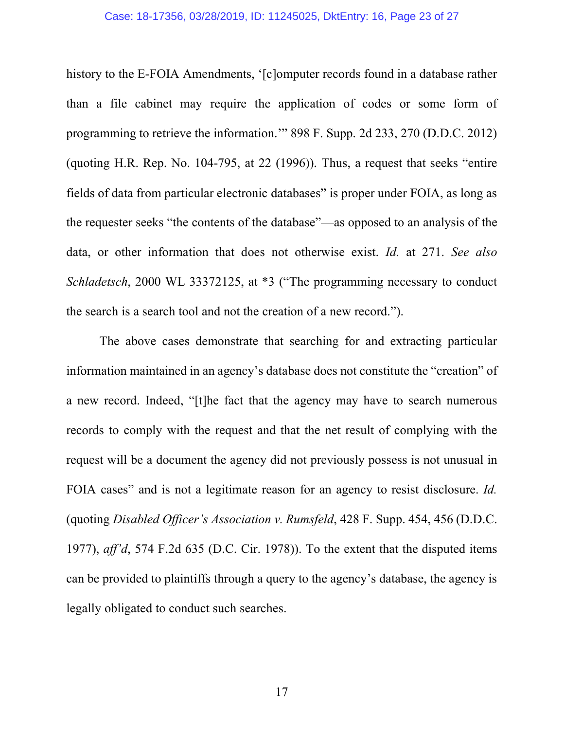history to the E-FOIA Amendments, '[c]omputer records found in a database rather than a file cabinet may require the application of codes or some form of programming to retrieve the information.'" 898 F. Supp. 2d 233, 270 (D.D.C. 2012) (quoting H.R. Rep. No. 104-795, at 22 (1996)). Thus, a request that seeks "entire fields of data from particular electronic databases" is proper under FOIA, as long as the requester seeks "the contents of the database"—as opposed to an analysis of the data, or other information that does not otherwise exist. *Id.* at 271. *See also Schladetsch*, 2000 WL 33372125, at *3 ("The programming necessary to conduct the search is a search tool and not the creation of a new record.").

The above cases demonstrate that searching for and extracting particular information maintained in an agency's database does not constitute the "creation" of a new record. Indeed, "[t]he fact that the agency may have to search numerous records to comply with the request and that the net result of complying with the request will be a document the agency did not previously possess is not unusual in FOIA cases" and is not a legitimate reason for an agency to resist disclosure. *Id.* (quoting *Disabled Officer's Association v. Rumsfeld*, 428 F. Supp. 454, 456 (D.D.C. 1977), *aff'd*, 574 F.2d 635 (D.C. Cir. 1978)). To the extent that the disputed items can be provided to plaintiffs through a query to the agency's database, the agency is legally obligated to conduct such searches.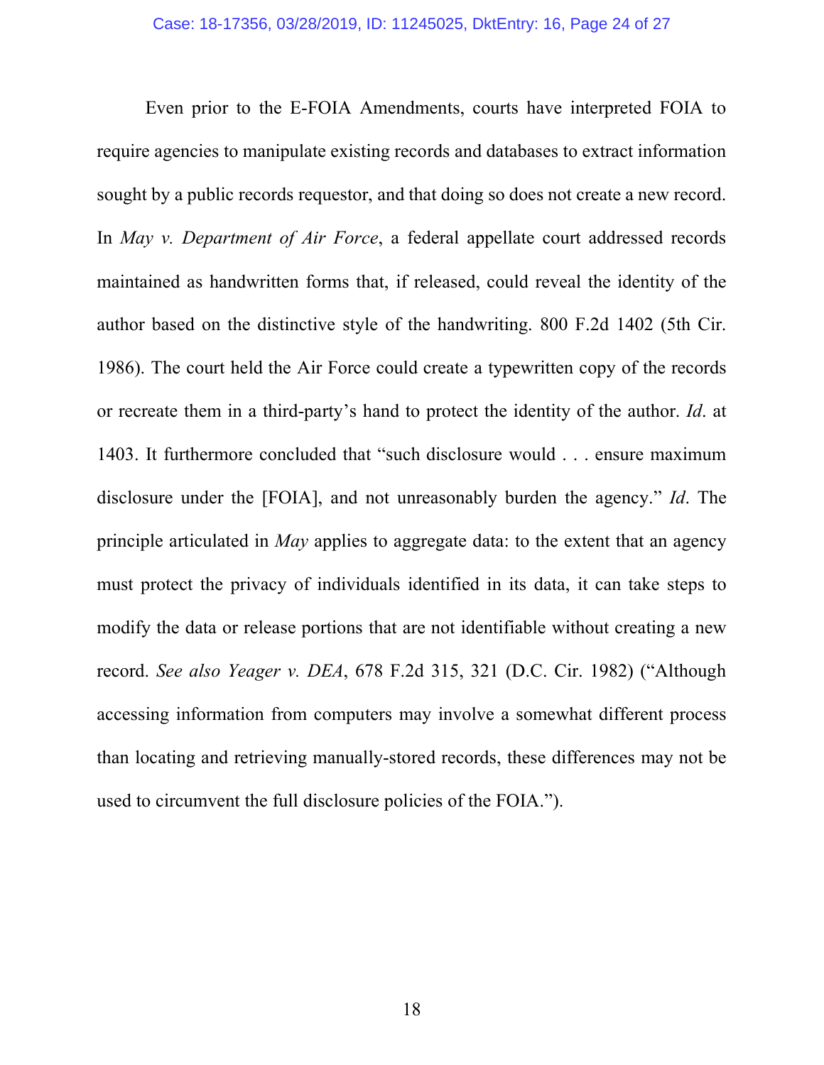Even prior to the E-FOIA Amendments, courts have interpreted FOIA to require agencies to manipulate existing records and databases to extract information sought by a public records requestor, and that doing so does not create a new record. In *May v. Department of Air Force*, a federal appellate court addressed records maintained as handwritten forms that, if released, could reveal the identity of the author based on the distinctive style of the handwriting. 800 F.2d 1402 (5th Cir. 1986). The court held the Air Force could create a typewritten copy of the records or recreate them in a third-party's hand to protect the identity of the author. *Id*. at 1403. It furthermore concluded that "such disclosure would . . . ensure maximum disclosure under the [FOIA], and not unreasonably burden the agency." *Id*. The principle articulated in *May* applies to aggregate data: to the extent that an agency must protect the privacy of individuals identified in its data, it can take steps to modify the data or release portions that are not identifiable without creating a new record. *See also Yeager v. DEA*, 678 F.2d 315, 321 (D.C. Cir. 1982) ("Although accessing information from computers may involve a somewhat different process than locating and retrieving manually-stored records, these differences may not be used to circumvent the full disclosure policies of the FOIA.").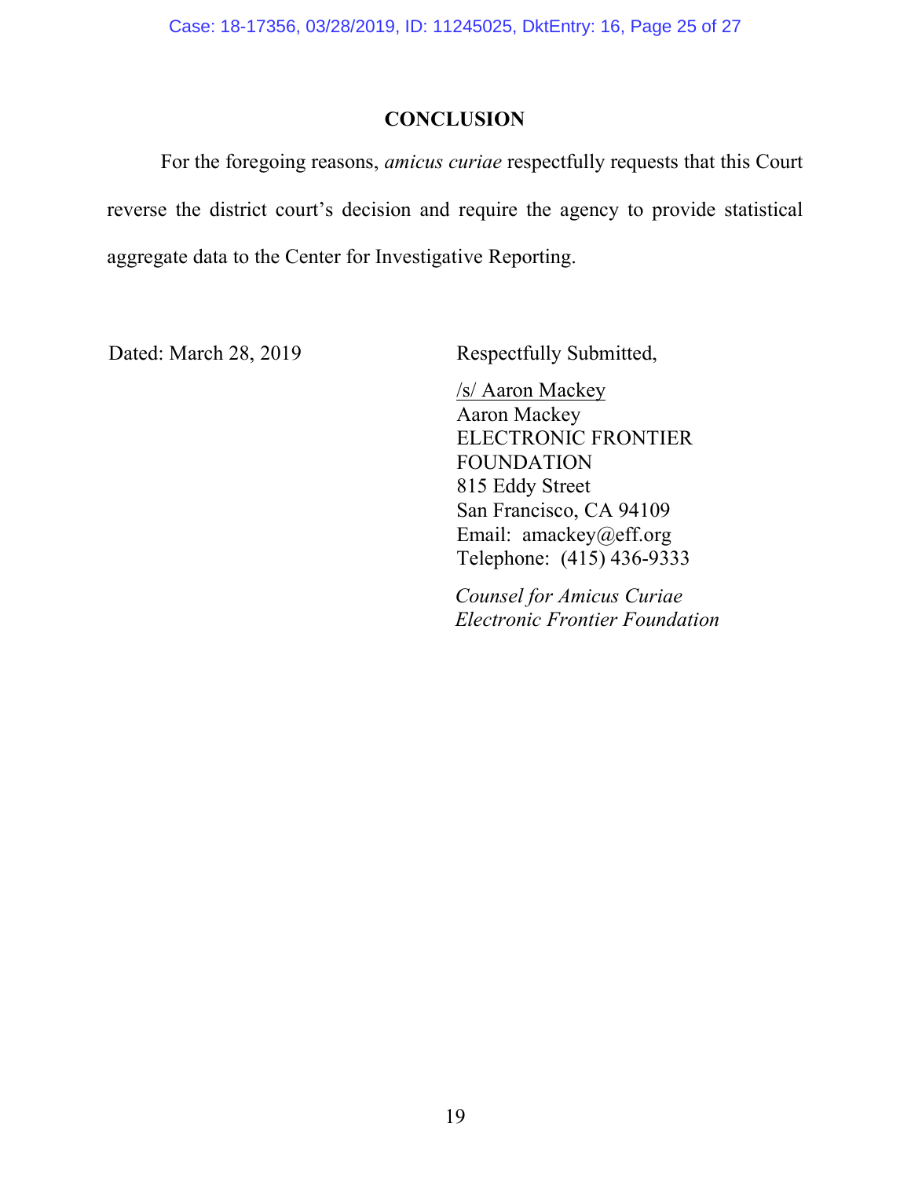## CONCLUSION

For the foregoing reasons, *amicus curiae* respectfully requests that this Court reverse the district court's decision and require the agency to provide statistical aggregate data to the Center for Investigative Reporting.

Dated: March 28, 2019

Respectfully Submitted,

/s/ Aaron Mackey
Aaron Mackey
ELECTRONIC FRONTIER FOUNDATION
815 Eddy Street
San Francisco, CA 94109
Email: amackey@eff.org
Telephone: (415) 436-9333

*Counsel for Amicus Curiae Electronic Frontier Foundation*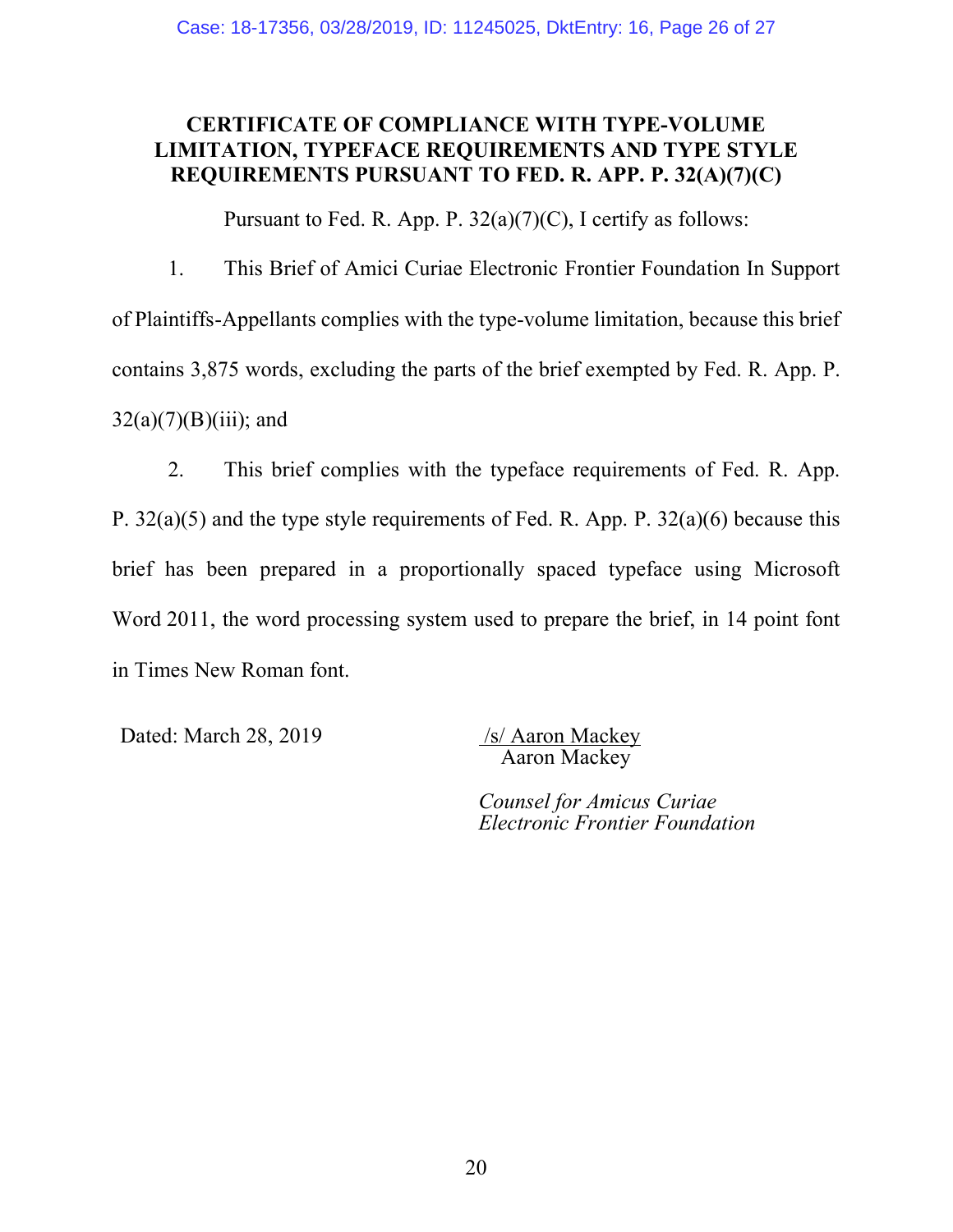## CERTIFICATE OF COMPLIANCE WITH TYPE-VOLUME LIMITATION, TYPEFACE REQUIREMENTS AND TYPE STYLE REQUIREMENTS PURSUANT TO FED. R. APP. P. 32(A)(7)(C)

Pursuant to Fed. R. App. P. 32(a)(7)(C), I certify as follows:

1. This Brief of Amici Curiae Electronic Frontier Foundation In Support of Plaintiffs-Appellants complies with the type-volume limitation, because this brief contains 3,875 words, excluding the parts of the brief exempted by Fed. R. App. P. 32(a)(7)(B)(iii); and

2. This brief complies with the typeface requirements of Fed. R. App. P. 32(a)(5) and the type style requirements of Fed. R. App. P. 32(a)(6) because this brief has been prepared in a proportionally spaced typeface using Microsoft Word 2011, the word processing system used to prepare the brief, in 14 point font in Times New Roman font.

Dated: March 28, 2019

/s/ Aaron Mackey
Aaron Mackey

*Counsel for Amicus Curiae*
*Electronic Frontier Foundation*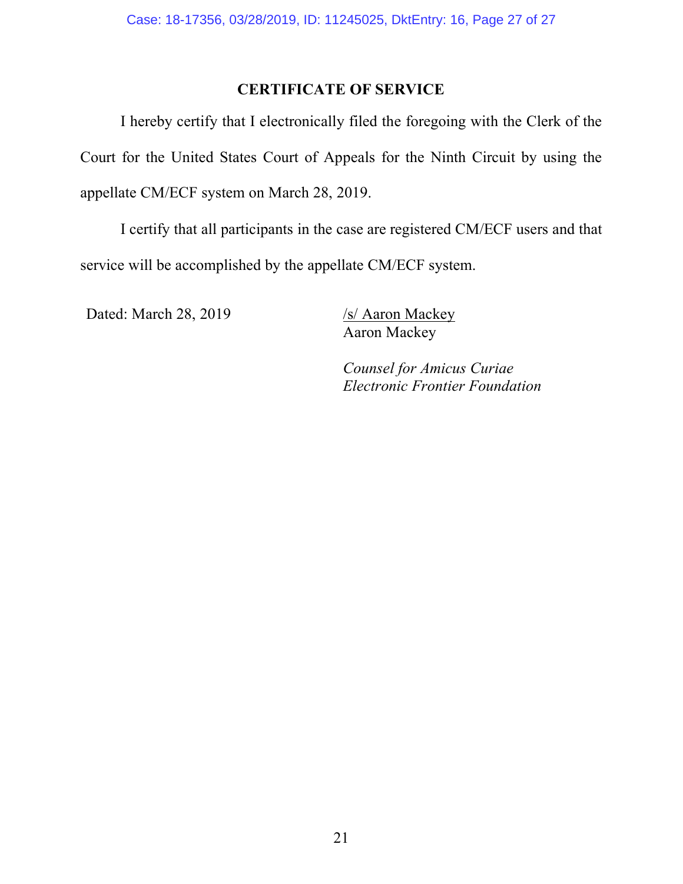## CERTIFICATE OF SERVICE

I hereby certify that I electronically filed the foregoing with the Clerk of the Court for the United States Court of Appeals for the Ninth Circuit by using the appellate CM/ECF system on March 28, 2019.

I certify that all participants in the case are registered CM/ECF users and that service will be accomplished by the appellate CM/ECF system.

Dated: March 28, 2019

/s/ Aaron Mackey
Aaron Mackey

*Counsel for Amicus Curiae*
*Electronic Frontier Foundation*